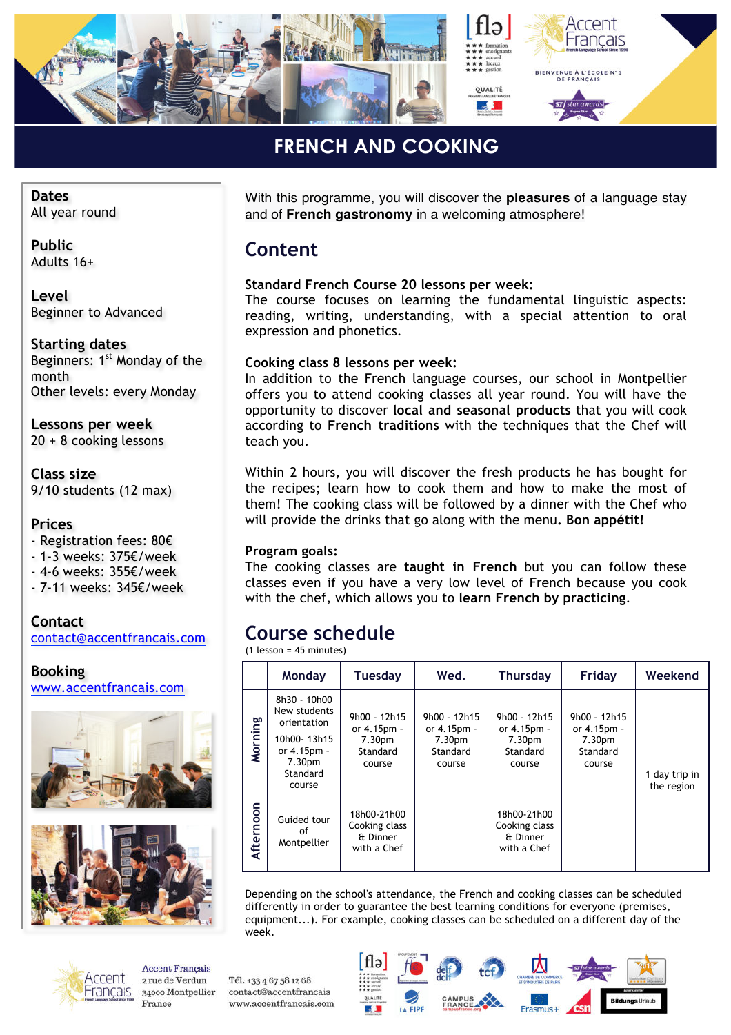# FRENCH AND COOKING

**Dates**
All year round

**Public**
Adults 16+

**Level**
Beginner to Advanced

**Starting dates**
Beginners: 1st Monday of the month
Other levels: every Monday

**Lessons per week**
20 + 8 cooking lessons

**Class size**
9/10 students (12 max)

**Prices**
- Registration fees: 80€
- 1-3 weeks: 375€/week
- 4-6 weeks: 355€/week
- 7-11 weeks: 345€/week

**Contact**
contact@accentfrancais.com

**Booking**
www.accentfrancais.com

With this programme, you will discover the **pleasures** of a language stay and of **French gastronomy** in a welcoming atmosphere!

## Content

**Standard French Course 20 lessons per week:**
The course focuses on learning the fundamental linguistic aspects: reading, writing, understanding, with a special attention to oral expression and phonetics.

**Cooking class 8 lessons per week:**
In addition to the French language courses, our school in Montpellier offers you to attend cooking classes all year round. You will have the opportunity to discover **local and seasonal products** that you will cook according to **French traditions** with the techniques that the Chef will teach you.

Within 2 hours, you will discover the fresh products he has bought for the recipes; learn how to cook them and how to make the most of them! The cooking class will be followed by a dinner with the Chef who will provide the drinks that go along with the menu**. Bon appétit!**

**Program goals:**
The cooking classes are **taught in French** but you can follow these classes even if you have a very low level of French because you cook with the chef, which allows you to **learn French by practicing**.

## Course schedule

(1 lesson = 45 minutes)

| | Monday | Tuesday | Wed. | Thursday | Friday | Weekend |
|---|---|---|---|---|---|---|
| Morning | 8h30 - 10h00 New students orientation<br>10h00- 13h15 or 4.15pm - 7.30pm Standard course | 9h00 - 12h15 or 4.15pm - 7.30pm Standard course | 9h00 - 12h15 or 4.15pm - 7.30pm Standard course | 9h00 - 12h15 or 4.15pm - 7.30pm Standard course | 9h00 - 12h15 or 4.15pm - 7.30pm Standard course | 1 day trip in the region |
| Afternoon | Guided tour of Montpellier | 18h00-21h00 Cooking class & Dinner with a Chef | | 18h00-21h00 Cooking class & Dinner with a Chef | | |

Depending on the school's attendance, the French and cooking classes can be scheduled differently in order to guarantee the best learning conditions for everyone (premises, equipment...). For example, cooking classes can be scheduled on a different day of the week.

Accent Français
2 rue de Verdun
34000 Montpellier
France

Tél. +33 4 67 58 12 68
contact@accentfrancais
www.accentfrancais.com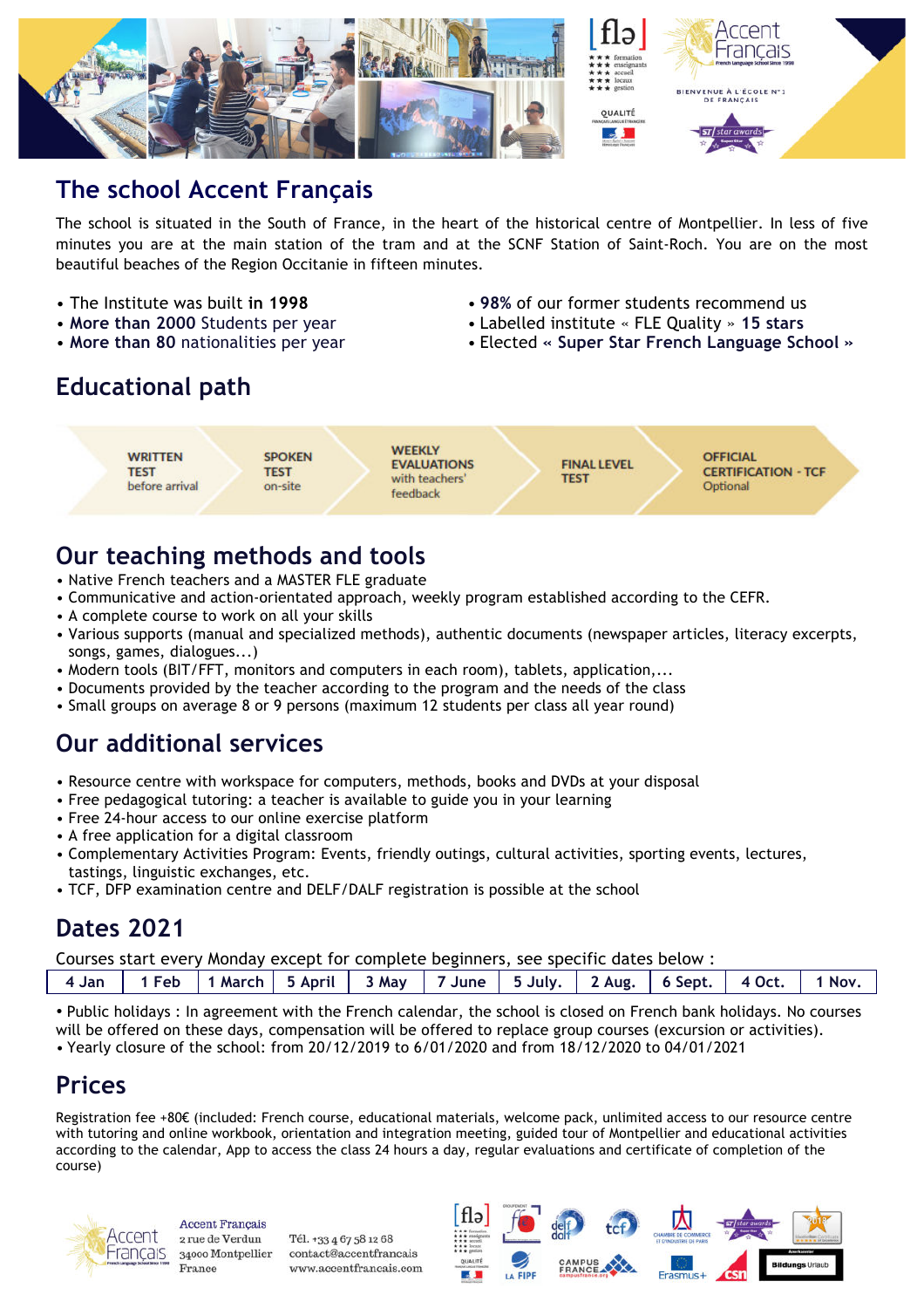## The school Accent Français

The school is situated in the South of France, in the heart of the historical centre of Montpellier. In less of five minutes you are at the main station of the tram and at the SCNF Station of Saint-Roch. You are on the most beautiful beaches of the Region Occitanie in fifteen minutes.

- The Institute was built **in 1998**
- **More than 2000** Students per year
- **More than 80** nationalities per year
- **98%** of our former students recommend us
- Labelled institute « FLE Quality » **15 stars**
- Elected « **Super Star French Language School** »

## Educational path

WRITTEN TEST before arrival → SPOKEN TEST on-site → WEEKLY EVALUATIONS with teachers' feedback → FINAL LEVEL TEST → OFFICIAL CERTIFICATION - TCF Optional

## Our teaching methods and tools

- Native French teachers and a MASTER FLE graduate
- Communicative and action-orientated approach, weekly program established according to the CEFR.
- A complete course to work on all your skills
- Various supports (manual and specialized methods), authentic documents (newspaper articles, literacy excerpts, songs, games, dialogues...)
- Modern tools (BIT/FFT, monitors and computers in each room), tablets, application,...
- Documents provided by the teacher according to the program and the needs of the class
- Small groups on average 8 or 9 persons (maximum 12 students per class all year round)

## Our additional services

- Resource centre with workspace for computers, methods, books and DVDs at your disposal
- Free pedagogical tutoring: a teacher is available to guide you in your learning
- Free 24-hour access to our online exercise platform
- A free application for a digital classroom
- Complementary Activities Program: Events, friendly outings, cultural activities, sporting events, lectures, tastings, linguistic exchanges, etc.
- TCF, DFP examination centre and DELF/DALF registration is possible at the school

## Dates 2021

Courses start every Monday except for complete beginners, see specific dates below :

| | | | | | | | | | | |
|---|---|---|---|---|---|---|---|---|---|---|
| 4 Jan | 1 Feb | 1 March | 5 April | 3 May | 7 June | 5 July. | 2 Aug. | 6 Sept. | 4 Oct. | 1 Nov. |

- Public holidays : In agreement with the French calendar, the school is closed on French bank holidays. No courses will be offered on these days, compensation will be offered to replace group courses (excursion or activities).
- Yearly closure of the school: from 20/12/2019 to 6/01/2020 and from 18/12/2020 to 04/01/2021

## Prices

Registration fee +80€ (included: French course, educational materials, welcome pack, unlimited access to our resource centre with tutoring and online workbook, orientation and integration meeting, guided tour of Montpellier and educational activities according to the calendar, App to access the class 24 hours a day, regular evaluations and certificate of completion of the course)

Accent Français
2 rue de Verdun
34000 Montpellier
France

Tél. +33 4 67 58 12 68
contact@accentfrancais
www.accentfrancais.com